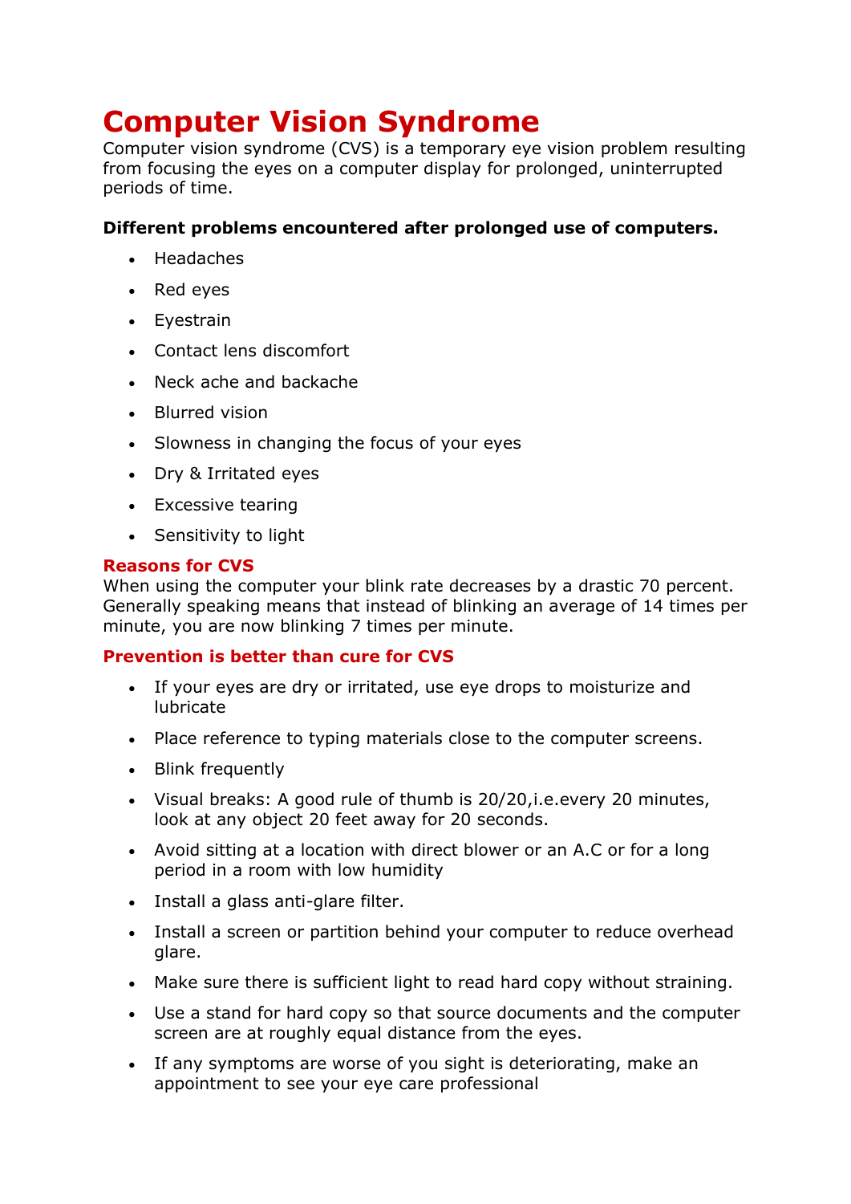# Computer Vision Syndrome

Computer vision syndrome (CVS) is a temporary eye vision problem resulting from focusing the eyes on a computer display for prolonged, uninterrupted periods of time.

**Different problems encountered after prolonged use of computers.**

- Headaches
- Red eyes
- Eyestrain
- Contact lens discomfort
- Neck ache and backache
- Blurred vision
- Slowness in changing the focus of your eyes
- Dry & Irritated eyes
- Excessive tearing
- Sensitivity to light

### Reasons for CVS

When using the computer your blink rate decreases by a drastic 70 percent. Generally speaking means that instead of blinking an average of 14 times per minute, you are now blinking 7 times per minute.

### Prevention is better than cure for CVS

- If your eyes are dry or irritated, use eye drops to moisturize and lubricate
- Place reference to typing materials close to the computer screens.
- Blink frequently
- Visual breaks: A good rule of thumb is 20/20,i.e.every 20 minutes, look at any object 20 feet away for 20 seconds.
- Avoid sitting at a location with direct blower or an A.C or for a long period in a room with low humidity
- Install a glass anti-glare filter.
- Install a screen or partition behind your computer to reduce overhead glare.
- Make sure there is sufficient light to read hard copy without straining.
- Use a stand for hard copy so that source documents and the computer screen are at roughly equal distance from the eyes.
- If any symptoms are worse of you sight is deteriorating, make an appointment to see your eye care professional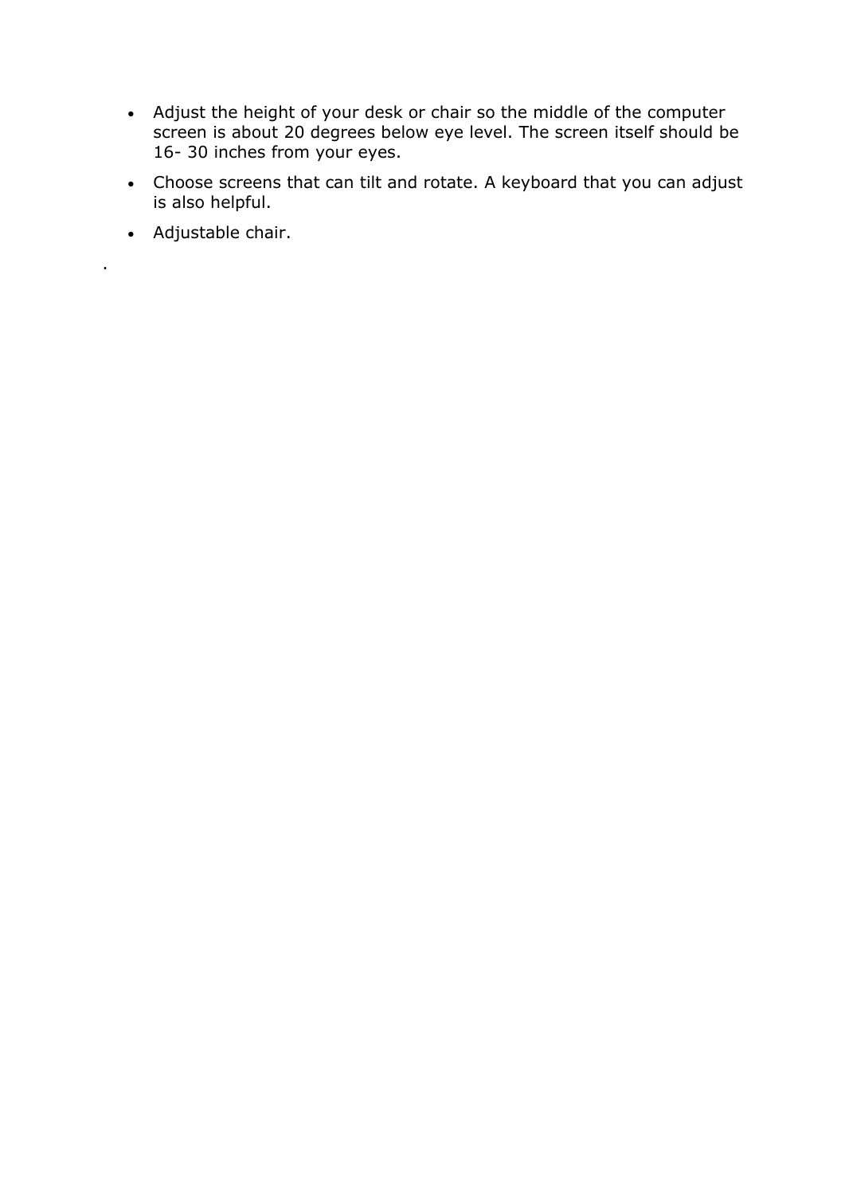- Adjust the height of your desk or chair so the middle of the computer screen is about 20 degrees below eye level. The screen itself should be 16- 30 inches from your eyes.
- Choose screens that can tilt and rotate. A keyboard that you can adjust is also helpful.
- Adjustable chair.

.